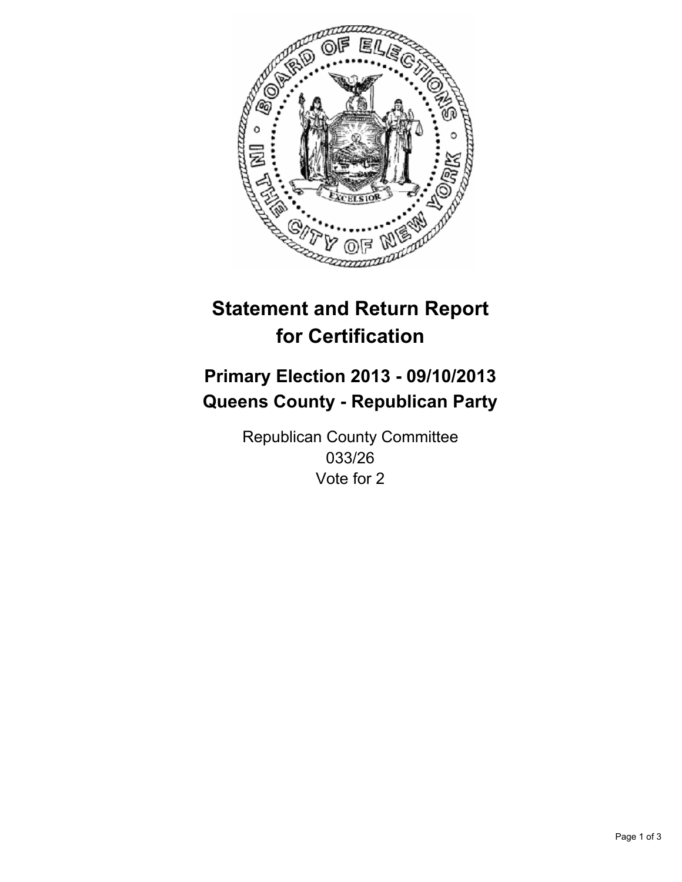# Statement and Return Report for Certification

## Primary Election 2013 - 09/10/2013
## Queens County - Republican Party

Republican County Committee
033/26
Vote for 2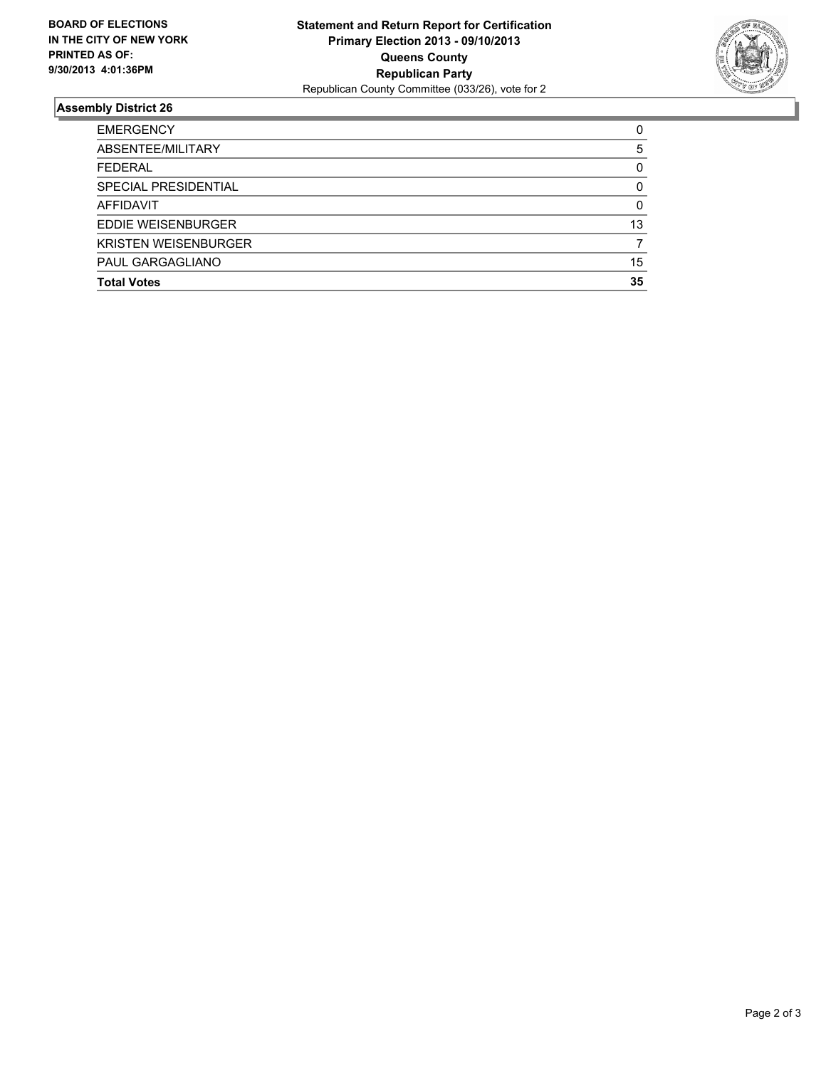**BOARD OF ELECTIONS IN THE CITY OF NEW YORK PRINTED AS OF: 9/30/2013 4:01:36PM**

**Statement and Return Report for Certification**
**Primary Election 2013 - 09/10/2013**
**Queens County**
**Republican Party**
Republican County Committee (033/26), vote for 2

## Assembly District 26

| | |
|---|---|
| EMERGENCY | 0 |
| ABSENTEE/MILITARY | 5 |
| FEDERAL | 0 |
| SPECIAL PRESIDENTIAL | 0 |
| AFFIDAVIT | 0 |
| EDDIE WEISENBURGER | 13 |
| KRISTEN WEISENBURGER | 7 |
| PAUL GARGAGLIANO | 15 |
| **Total Votes** | **35** |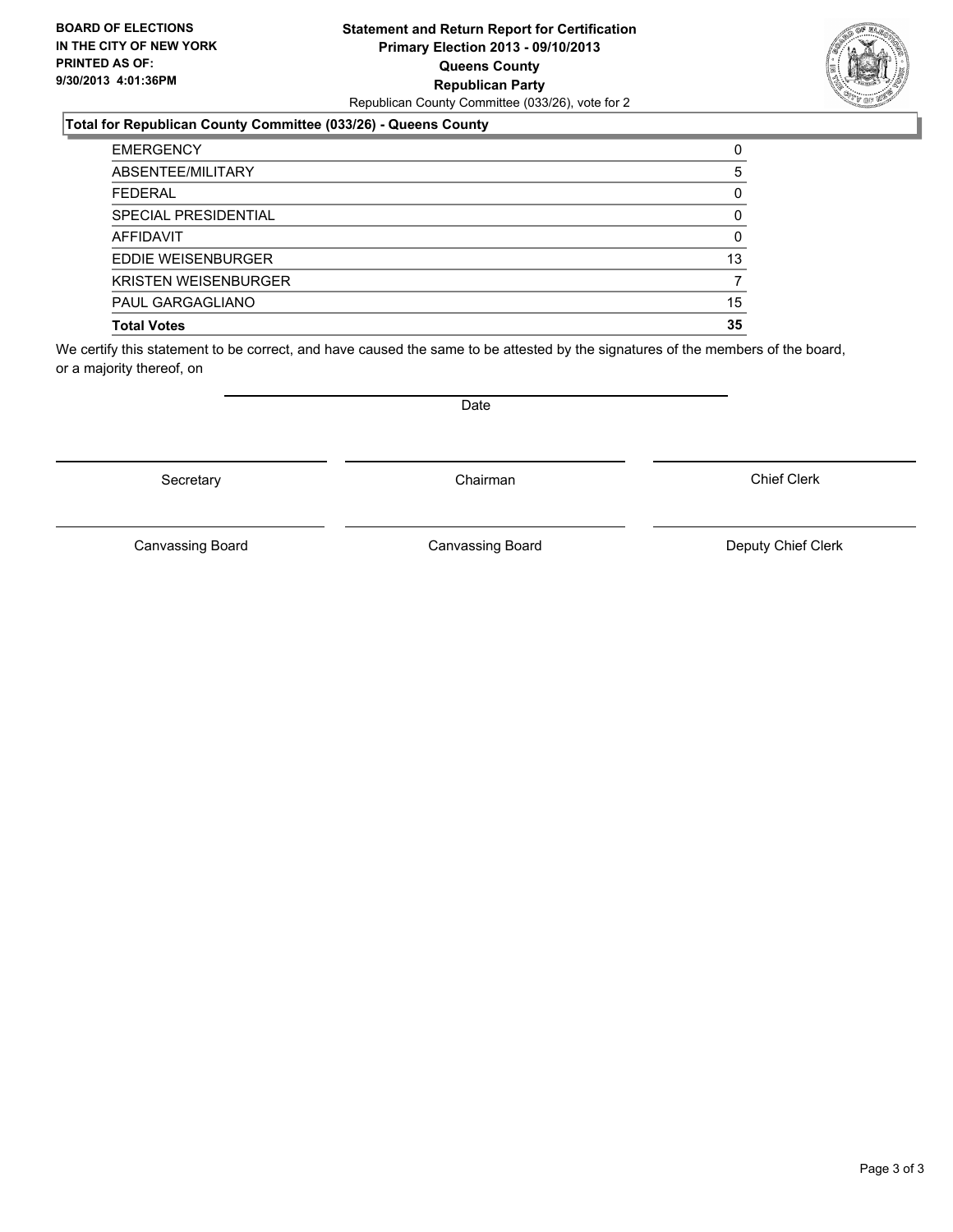**BOARD OF ELECTIONS IN THE CITY OF NEW YORK PRINTED AS OF: 9/30/2013 4:01:36PM**

**Statement and Return Report for Certification**
**Primary Election 2013 - 09/10/2013**
**Queens County**
**Republican Party**
Republican County Committee (033/26), vote for 2

**Total for Republican County Committee (033/26) - Queens County**

| | |
|---|---|
| EMERGENCY | 0 |
| ABSENTEE/MILITARY | 5 |
| FEDERAL | 0 |
| SPECIAL PRESIDENTIAL | 0 |
| AFFIDAVIT | 0 |
| EDDIE WEISENBURGER | 13 |
| KRISTEN WEISENBURGER | 7 |
| PAUL GARGAGLIANO | 15 |
| **Total Votes** | **35** |

We certify this statement to be correct, and have caused the same to be attested by the signatures of the members of the board, or a majority thereof, on

Date

Secretary

Chairman

Chief Clerk

Canvassing Board

Canvassing Board

Deputy Chief Clerk